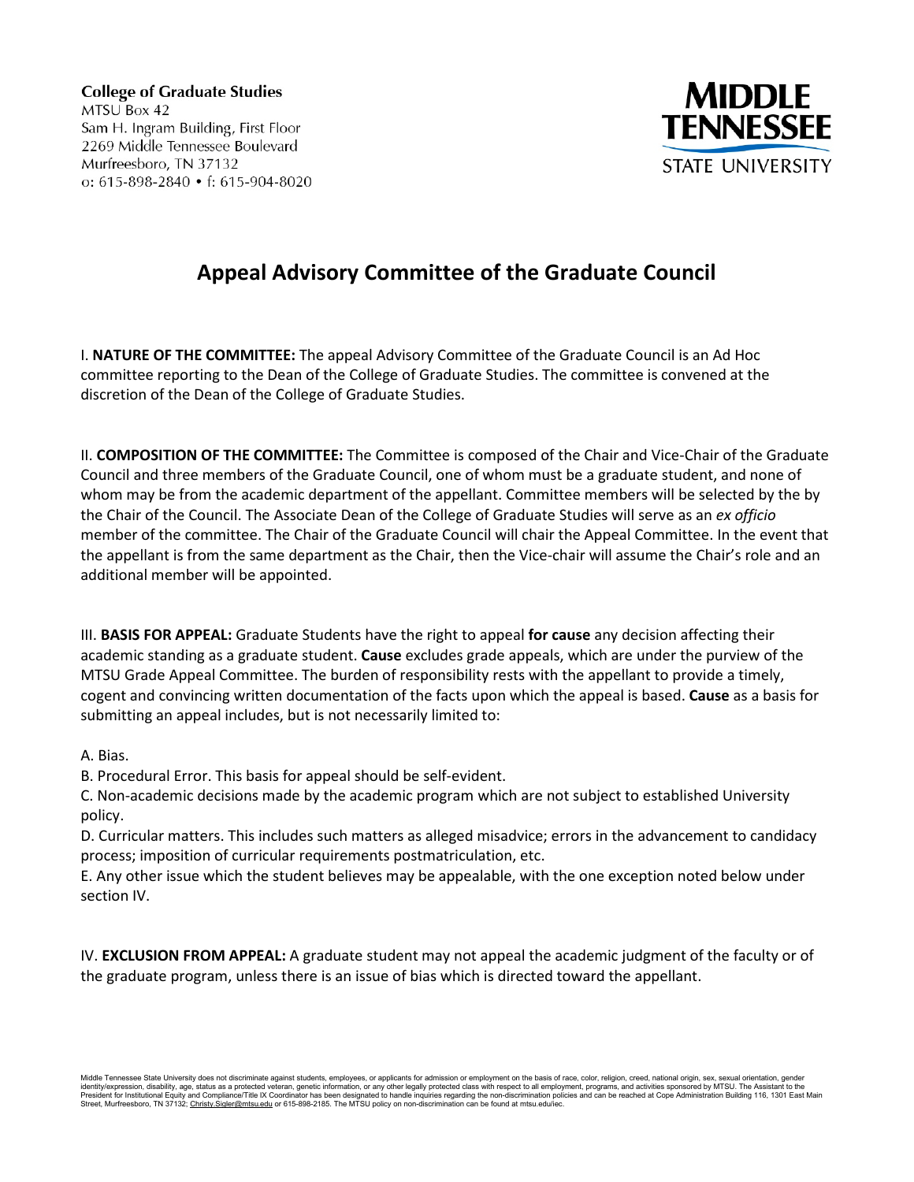**College of Graduate Studies**
MTSU Box 42
Sam H. Ingram Building, First Floor
2269 Middle Tennessee Boulevard
Murfreesboro, TN 37132
o: 615-898-2840 • f: 615-904-8020

MIDDLE TENNESSEE STATE UNIVERSITY

# Appeal Advisory Committee of the Graduate Council

I. **NATURE OF THE COMMITTEE:** The appeal Advisory Committee of the Graduate Council is an Ad Hoc committee reporting to the Dean of the College of Graduate Studies. The committee is convened at the discretion of the Dean of the College of Graduate Studies.

II. **COMPOSITION OF THE COMMITTEE:** The Committee is composed of the Chair and Vice-Chair of the Graduate Council and three members of the Graduate Council, one of whom must be a graduate student, and none of whom may be from the academic department of the appellant. Committee members will be selected by the by the Chair of the Council. The Associate Dean of the College of Graduate Studies will serve as an *ex officio* member of the committee. The Chair of the Graduate Council will chair the Appeal Committee. In the event that the appellant is from the same department as the Chair, then the Vice-chair will assume the Chair's role and an additional member will be appointed.

III. **BASIS FOR APPEAL:** Graduate Students have the right to appeal **for cause** any decision affecting their academic standing as a graduate student. **Cause** excludes grade appeals, which are under the purview of the MTSU Grade Appeal Committee. The burden of responsibility rests with the appellant to provide a timely, cogent and convincing written documentation of the facts upon which the appeal is based. **Cause** as a basis for submitting an appeal includes, but is not necessarily limited to:

A. Bias.

B. Procedural Error. This basis for appeal should be self-evident.

C. Non-academic decisions made by the academic program which are not subject to established University policy.

D. Curricular matters. This includes such matters as alleged misadvice; errors in the advancement to candidacy process; imposition of curricular requirements postmatriculation, etc.

E. Any other issue which the student believes may be appealable, with the one exception noted below under section IV.

IV. **EXCLUSION FROM APPEAL:** A graduate student may not appeal the academic judgment of the faculty or of the graduate program, unless there is an issue of bias which is directed toward the appellant.

Middle Tennessee State University does not discriminate against students, employees, or applicants for admission or employment on the basis of race, color, religion, creed, national origin, sex, sexual orientation, gender identity/expression, disability, age, status as a protected veteran, genetic information, or any other legally protected class with respect to all employment, programs, and activities sponsored by MTSU. The Assistant to the President for Institutional Equity and Compliance/Title IX Coordinator has been designated to handle inquiries regarding the non-discrimination policies and can be reached at Cope Administration Building 116, 1301 East Main Street, Murfreesboro, TN 37132; Christy.Sigler@mtsu.edu or 615-898-2185. The MTSU policy on non-discrimination can be found at mtsu.edu/iec.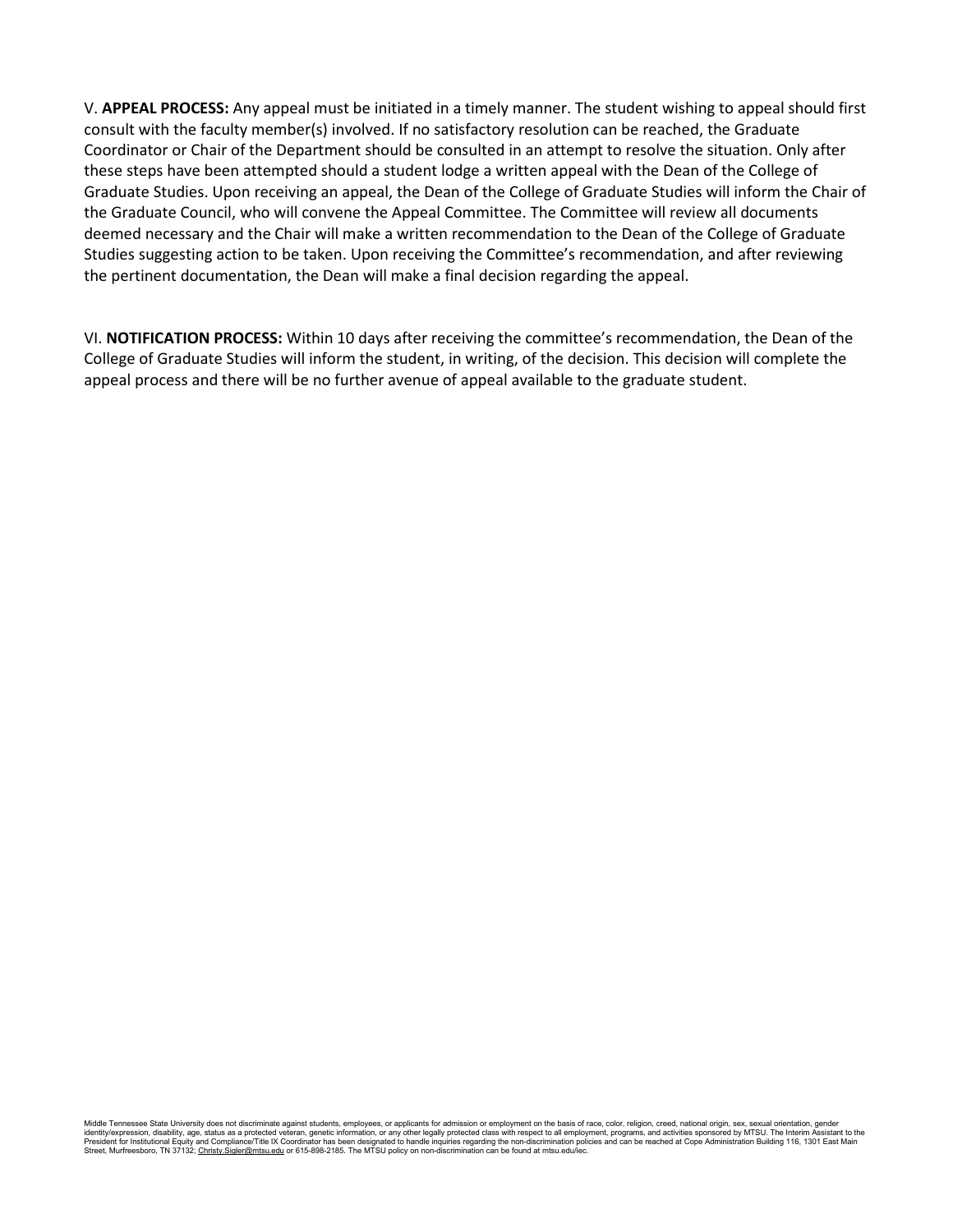V. **APPEAL PROCESS:** Any appeal must be initiated in a timely manner. The student wishing to appeal should first consult with the faculty member(s) involved. If no satisfactory resolution can be reached, the Graduate Coordinator or Chair of the Department should be consulted in an attempt to resolve the situation. Only after these steps have been attempted should a student lodge a written appeal with the Dean of the College of Graduate Studies. Upon receiving an appeal, the Dean of the College of Graduate Studies will inform the Chair of the Graduate Council, who will convene the Appeal Committee. The Committee will review all documents deemed necessary and the Chair will make a written recommendation to the Dean of the College of Graduate Studies suggesting action to be taken. Upon receiving the Committee's recommendation, and after reviewing the pertinent documentation, the Dean will make a final decision regarding the appeal.

VI. **NOTIFICATION PROCESS:** Within 10 days after receiving the committee's recommendation, the Dean of the College of Graduate Studies will inform the student, in writing, of the decision. This decision will complete the appeal process and there will be no further avenue of appeal available to the graduate student.

Middle Tennessee State University does not discriminate against students, employees, or applicants for admission or employment on the basis of race, color, religion, creed, national origin, sex, sexual orientation, gender identity/expression, disability, age, status as a protected veteran, genetic information, or any other legally protected class with respect to all employment, programs, and activities sponsored by MTSU. The Interim Assistant to the President for Institutional Equity and Compliance/Title IX Coordinator has been designated to handle inquiries regarding the non-discrimination policies and can be reached at Cope Administration Building 116, 1301 East Main Street, Murfreesboro, TN 37132; Christy.Sigler@mtsu.edu or 615-898-2185. The MTSU policy on non-discrimination can be found at mtsu.edu/iec.